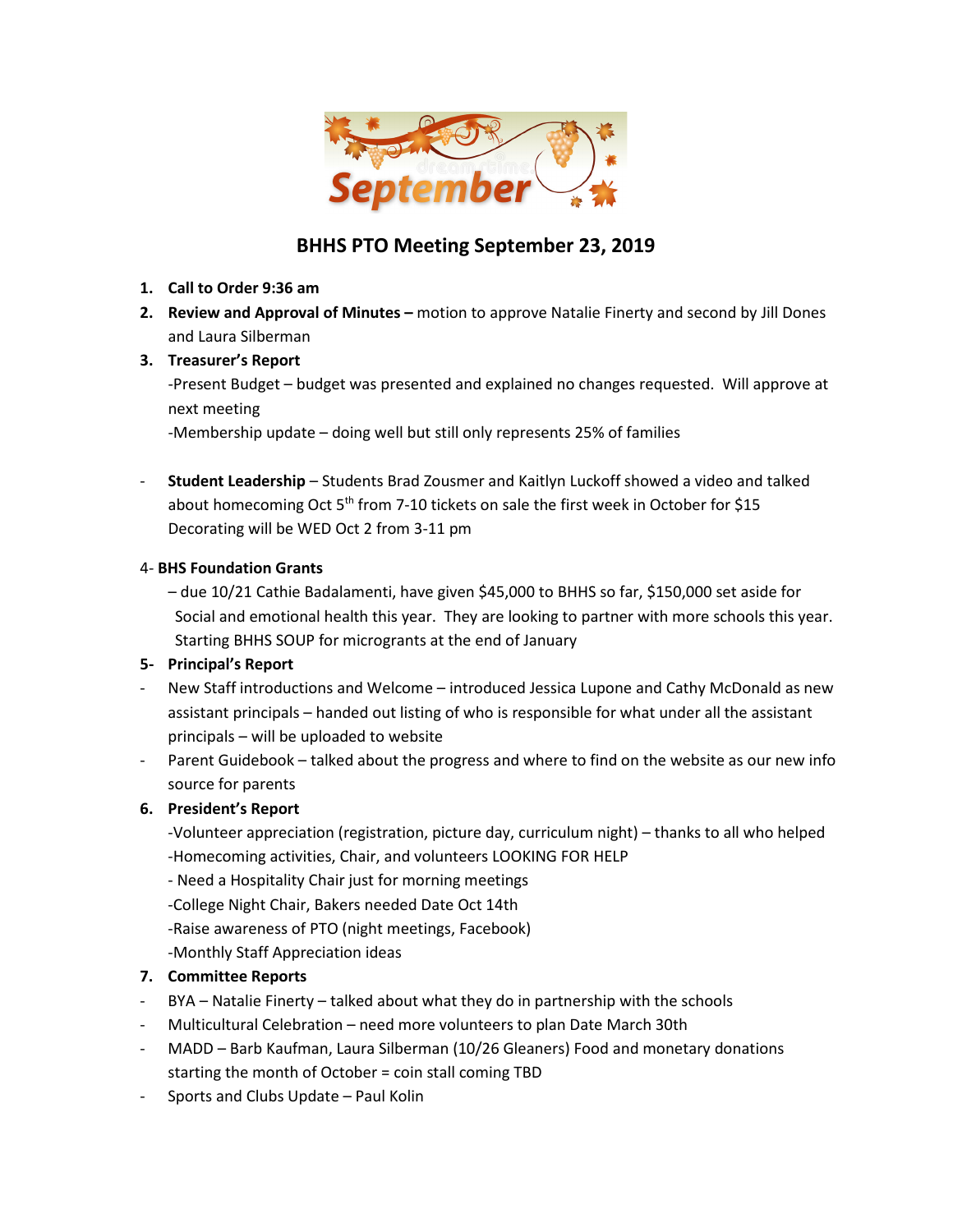# BHHS PTO Meeting September 23, 2019

1. **Call to Order 9:36 am**
2. **Review and Approval of Minutes –** motion to approve Natalie Finerty and second by Jill Dones and Laura Silberman
3. **Treasurer's Report**

   -Present Budget – budget was presented and explained no changes requested. Will approve at next meeting

   -Membership update – doing well but still only represents 25% of families

- **Student Leadership** – Students Brad Zousmer and Kaitlyn Luckoff showed a video and talked about homecoming Oct 5th from 7-10 tickets on sale the first week in October for $15 Decorating will be WED Oct 2 from 3-11 pm

4- **BHS Foundation Grants**

– due 10/21 Cathie Badalamenti, have given $45,000 to BHHS so far, $150,000 set aside for Social and emotional health this year. They are looking to partner with more schools this year. Starting BHHS SOUP for microgrants at the end of January

5- **Principal's Report**

- New Staff introductions and Welcome – introduced Jessica Lupone and Cathy McDonald as new assistant principals – handed out listing of who is responsible for what under all the assistant principals – will be uploaded to website
- Parent Guidebook – talked about the progress and where to find on the website as our new info source for parents

6. **President's Report**

   -Volunteer appreciation (registration, picture day, curriculum night) – thanks to all who helped

   -Homecoming activities, Chair, and volunteers LOOKING FOR HELP

   - Need a Hospitality Chair just for morning meetings

   -College Night Chair, Bakers needed Date Oct 14th

   -Raise awareness of PTO (night meetings, Facebook)

   -Monthly Staff Appreciation ideas

7. **Committee Reports**

- BYA – Natalie Finerty – talked about what they do in partnership with the schools
- Multicultural Celebration – need more volunteers to plan Date March 30th
- MADD – Barb Kaufman, Laura Silberman (10/26 Gleaners) Food and monetary donations starting the month of October = coin stall coming TBD
- Sports and Clubs Update – Paul Kolin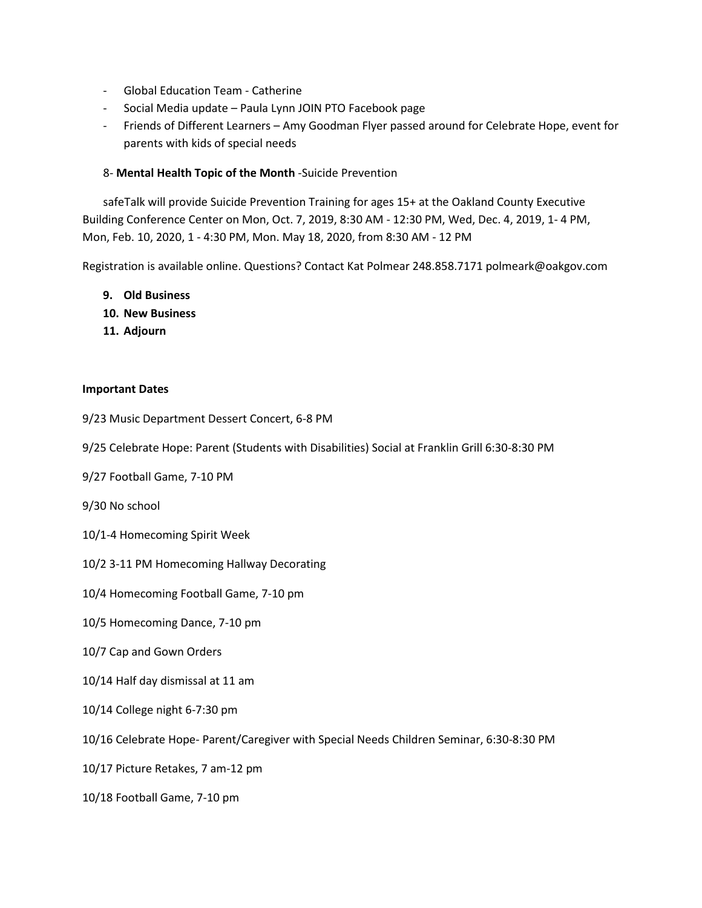- Global Education Team - Catherine
- Social Media update – Paula Lynn JOIN PTO Facebook page
- Friends of Different Learners – Amy Goodman Flyer passed around for Celebrate Hope, event for parents with kids of special needs

8- **Mental Health Topic of the Month** -Suicide Prevention

safeTalk will provide Suicide Prevention Training for ages 15+ at the Oakland County Executive Building Conference Center on Mon, Oct. 7, 2019, 8:30 AM - 12:30 PM, Wed, Dec. 4, 2019, 1- 4 PM, Mon, Feb. 10, 2020, 1 - 4:30 PM, Mon. May 18, 2020, from 8:30 AM - 12 PM

Registration is available online. Questions? Contact Kat Polmear 248.858.7171 polmeark@oakgov.com

9. **Old Business**
10. **New Business**
11. **Adjourn**

**Important Dates**

9/23 Music Department Dessert Concert, 6-8 PM

9/25 Celebrate Hope: Parent (Students with Disabilities) Social at Franklin Grill 6:30-8:30 PM

9/27 Football Game, 7-10 PM

9/30 No school

10/1-4 Homecoming Spirit Week

10/2 3-11 PM Homecoming Hallway Decorating

10/4 Homecoming Football Game, 7-10 pm

10/5 Homecoming Dance, 7-10 pm

10/7 Cap and Gown Orders

10/14 Half day dismissal at 11 am

10/14 College night 6-7:30 pm

10/16 Celebrate Hope- Parent/Caregiver with Special Needs Children Seminar, 6:30-8:30 PM

10/17 Picture Retakes, 7 am-12 pm

10/18 Football Game, 7-10 pm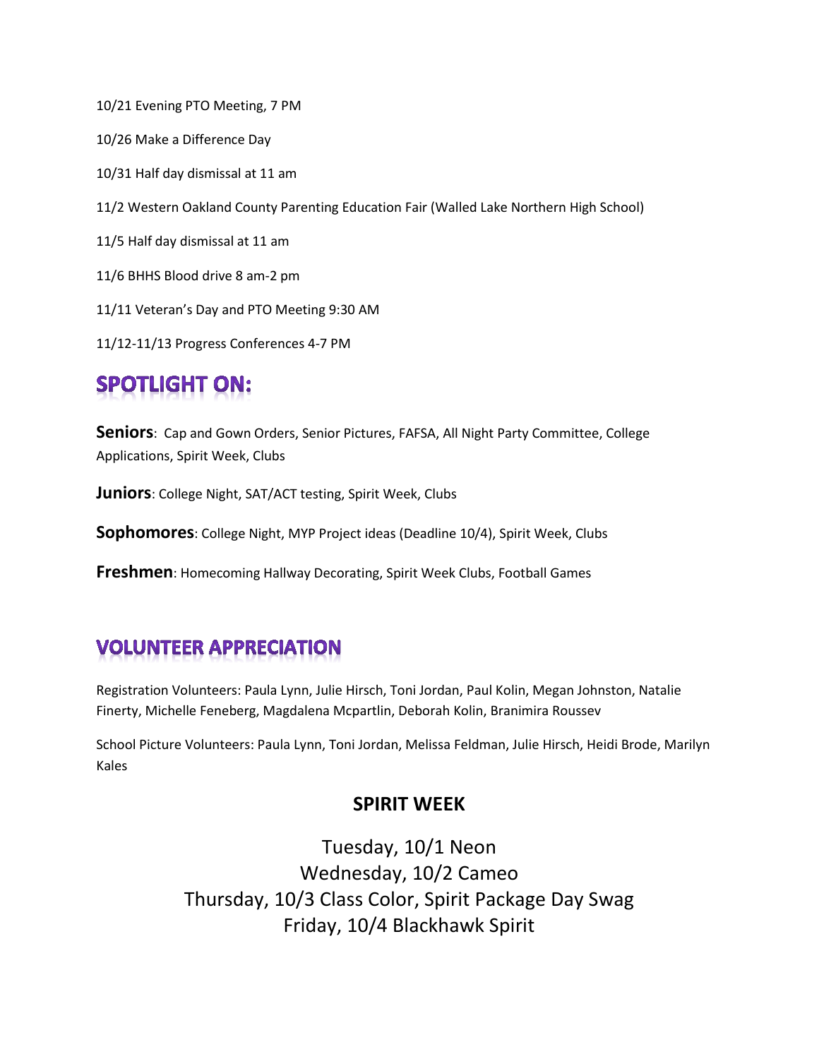10/21 Evening PTO Meeting, 7 PM

10/26 Make a Difference Day

10/31 Half day dismissal at 11 am

11/2 Western Oakland County Parenting Education Fair (Walled Lake Northern High School)

11/5 Half day dismissal at 11 am

11/6 BHHS Blood drive 8 am-2 pm

11/11 Veteran's Day and PTO Meeting 9:30 AM

11/12-11/13 Progress Conferences 4-7 PM

## SPOTLIGHT ON:

**Seniors**: Cap and Gown Orders, Senior Pictures, FAFSA, All Night Party Committee, College Applications, Spirit Week, Clubs

**Juniors**: College Night, SAT/ACT testing, Spirit Week, Clubs

**Sophomores**: College Night, MYP Project ideas (Deadline 10/4), Spirit Week, Clubs

**Freshmen**: Homecoming Hallway Decorating, Spirit Week Clubs, Football Games

## VOLUNTEER APPRECIATION

Registration Volunteers: Paula Lynn, Julie Hirsch, Toni Jordan, Paul Kolin, Megan Johnston, Natalie Finerty, Michelle Feneberg, Magdalena Mcpartlin, Deborah Kolin, Branimira Roussev

School Picture Volunteers: Paula Lynn, Toni Jordan, Melissa Feldman, Julie Hirsch, Heidi Brode, Marilyn Kales

## SPIRIT WEEK

Tuesday, 10/1 Neon
Wednesday, 10/2 Cameo
Thursday, 10/3 Class Color, Spirit Package Day Swag
Friday, 10/4 Blackhawk Spirit